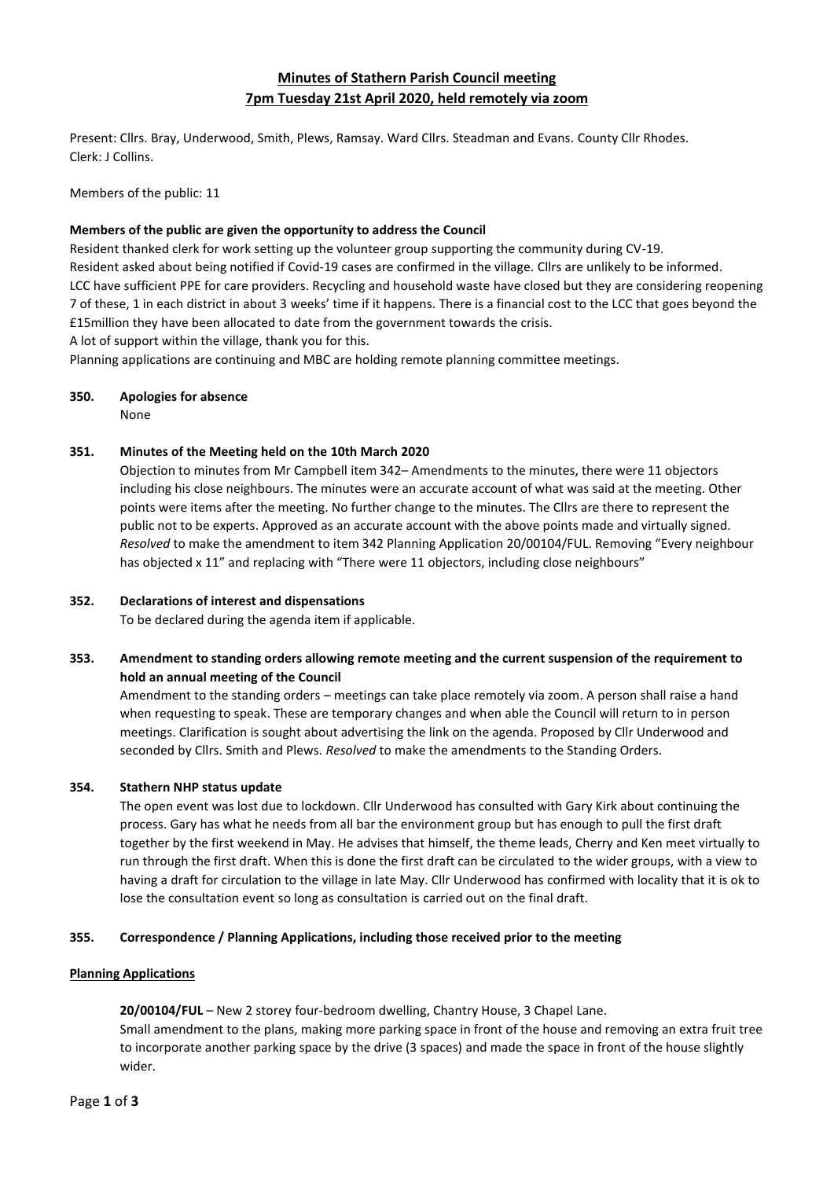**Minutes of Stathern Parish Council meeting**
**7pm Tuesday 21st April 2020, held remotely via zoom**

Present: Cllrs. Bray, Underwood, Smith, Plews, Ramsay. Ward Cllrs. Steadman and Evans. County Cllr Rhodes.
Clerk: J Collins.

Members of the public: 11

**Members of the public are given the opportunity to address the Council**

Resident thanked clerk for work setting up the volunteer group supporting the community during CV-19.
Resident asked about being notified if Covid-19 cases are confirmed in the village. Cllrs are unlikely to be informed.
LCC have sufficient PPE for care providers. Recycling and household waste have closed but they are considering reopening 7 of these, 1 in each district in about 3 weeks' time if it happens. There is a financial cost to the LCC that goes beyond the £15million they have been allocated to date from the government towards the crisis.
A lot of support within the village, thank you for this.
Planning applications are continuing and MBC are holding remote planning committee meetings.

**350. Apologies for absence**

None

**351. Minutes of the Meeting held on the 10th March 2020**

Objection to minutes from Mr Campbell item 342– Amendments to the minutes, there were 11 objectors including his close neighbours. The minutes were an accurate account of what was said at the meeting. Other points were items after the meeting. No further change to the minutes. The Cllrs are there to represent the public not to be experts. Approved as an accurate account with the above points made and virtually signed. *Resolved* to make the amendment to item 342 Planning Application 20/00104/FUL. Removing "Every neighbour has objected x 11" and replacing with "There were 11 objectors, including close neighbours"

**352. Declarations of interest and dispensations**

To be declared during the agenda item if applicable.

**353. Amendment to standing orders allowing remote meeting and the current suspension of the requirement to hold an annual meeting of the Council**

Amendment to the standing orders – meetings can take place remotely via zoom. A person shall raise a hand when requesting to speak. These are temporary changes and when able the Council will return to in person meetings. Clarification is sought about advertising the link on the agenda. Proposed by Cllr Underwood and seconded by Cllrs. Smith and Plews. *Resolved* to make the amendments to the Standing Orders.

**354. Stathern NHP status update**

The open event was lost due to lockdown. Cllr Underwood has consulted with Gary Kirk about continuing the process. Gary has what he needs from all bar the environment group but has enough to pull the first draft together by the first weekend in May. He advises that himself, the theme leads, Cherry and Ken meet virtually to run through the first draft. When this is done the first draft can be circulated to the wider groups, with a view to having a draft for circulation to the village in late May. Cllr Underwood has confirmed with locality that it is ok to lose the consultation event so long as consultation is carried out on the final draft.

**355. Correspondence / Planning Applications, including those received prior to the meeting**

**Planning Applications**

**20/00104/FUL** – New 2 storey four-bedroom dwelling, Chantry House, 3 Chapel Lane.
Small amendment to the plans, making more parking space in front of the house and removing an extra fruit tree to incorporate another parking space by the drive (3 spaces) and made the space in front of the house slightly wider.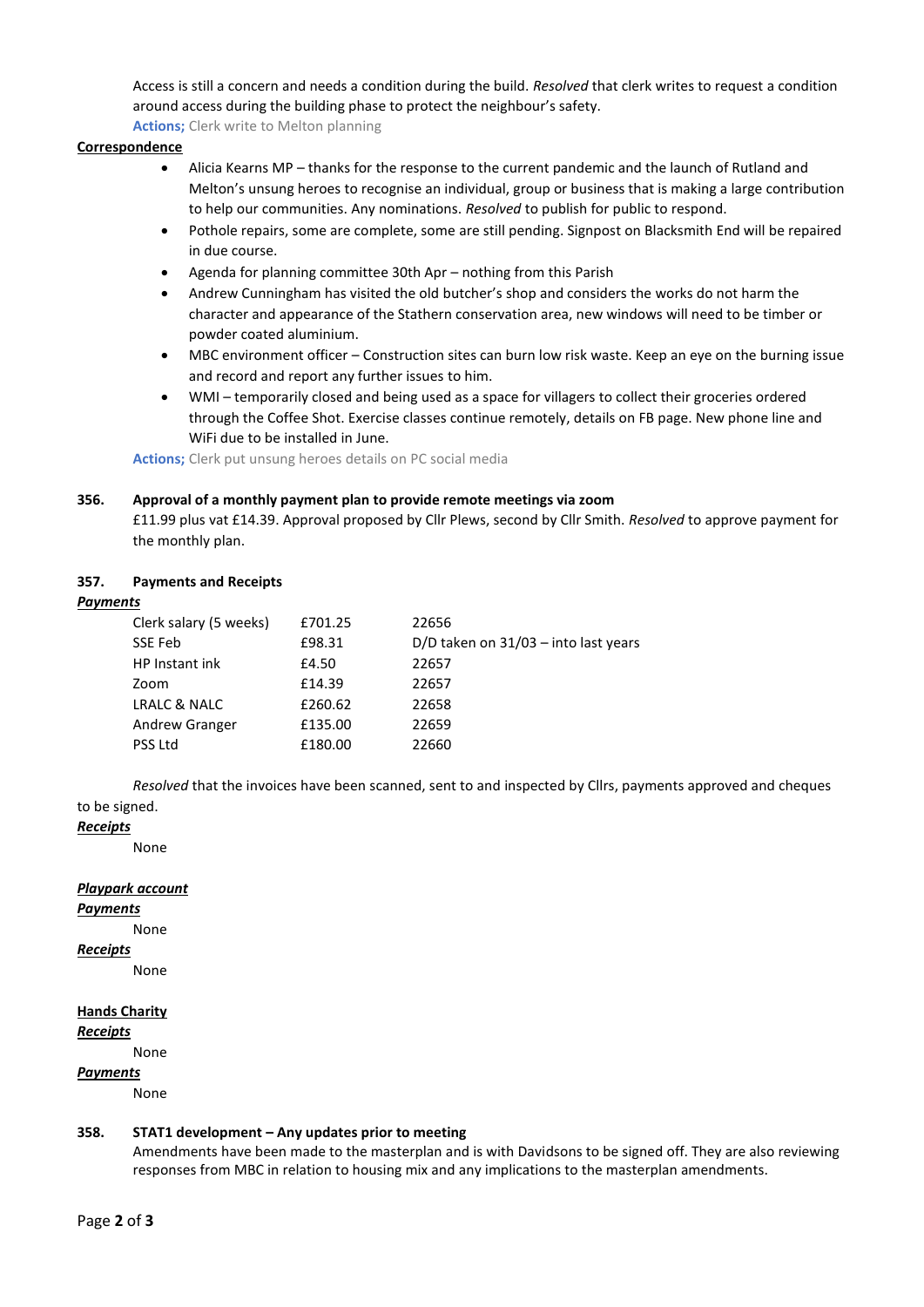Access is still a concern and needs a condition during the build. *Resolved* that clerk writes to request a condition around access during the building phase to protect the neighbour's safety.

**Actions;** Clerk write to Melton planning

**Correspondence**

- Alicia Kearns MP – thanks for the response to the current pandemic and the launch of Rutland and Melton's unsung heroes to recognise an individual, group or business that is making a large contribution to help our communities. Any nominations. *Resolved* to publish for public to respond.
- Pothole repairs, some are complete, some are still pending. Signpost on Blacksmith End will be repaired in due course.
- Agenda for planning committee 30th Apr – nothing from this Parish
- Andrew Cunningham has visited the old butcher's shop and considers the works do not harm the character and appearance of the Stathern conservation area, new windows will need to be timber or powder coated aluminium.
- MBC environment officer – Construction sites can burn low risk waste. Keep an eye on the burning issue and record and report any further issues to him.
- WMI – temporarily closed and being used as a space for villagers to collect their groceries ordered through the Coffee Shot. Exercise classes continue remotely, details on FB page. New phone line and WiFi due to be installed in June.

**Actions;** Clerk put unsung heroes details on PC social media

**356. Approval of a monthly payment plan to provide remote meetings via zoom**

£11.99 plus vat £14.39. Approval proposed by Cllr Plews, second by Cllr Smith. *Resolved* to approve payment for the monthly plan.

**357. Payments and Receipts**

***Payments***

| | | |
|---|---|---|
| Clerk salary (5 weeks) | £701.25 | 22656 |
| SSE Feb | £98.31 | D/D taken on 31/03 – into last years |
| HP Instant ink | £4.50 | 22657 |
| Zoom | £14.39 | 22657 |
| LRALC & NALC | £260.62 | 22658 |
| Andrew Granger | £135.00 | 22659 |
| PSS Ltd | £180.00 | 22660 |

*Resolved* that the invoices have been scanned, sent to and inspected by Cllrs, payments approved and cheques to be signed.

***Receipts***

None

***Playpark account***

***Payments***

None

***Receipts***

None

**Hands Charity**

***Receipts***

None

***Payments***

None

**358. STAT1 development – Any updates prior to meeting**

Amendments have been made to the masterplan and is with Davidsons to be signed off. They are also reviewing responses from MBC in relation to housing mix and any implications to the masterplan amendments.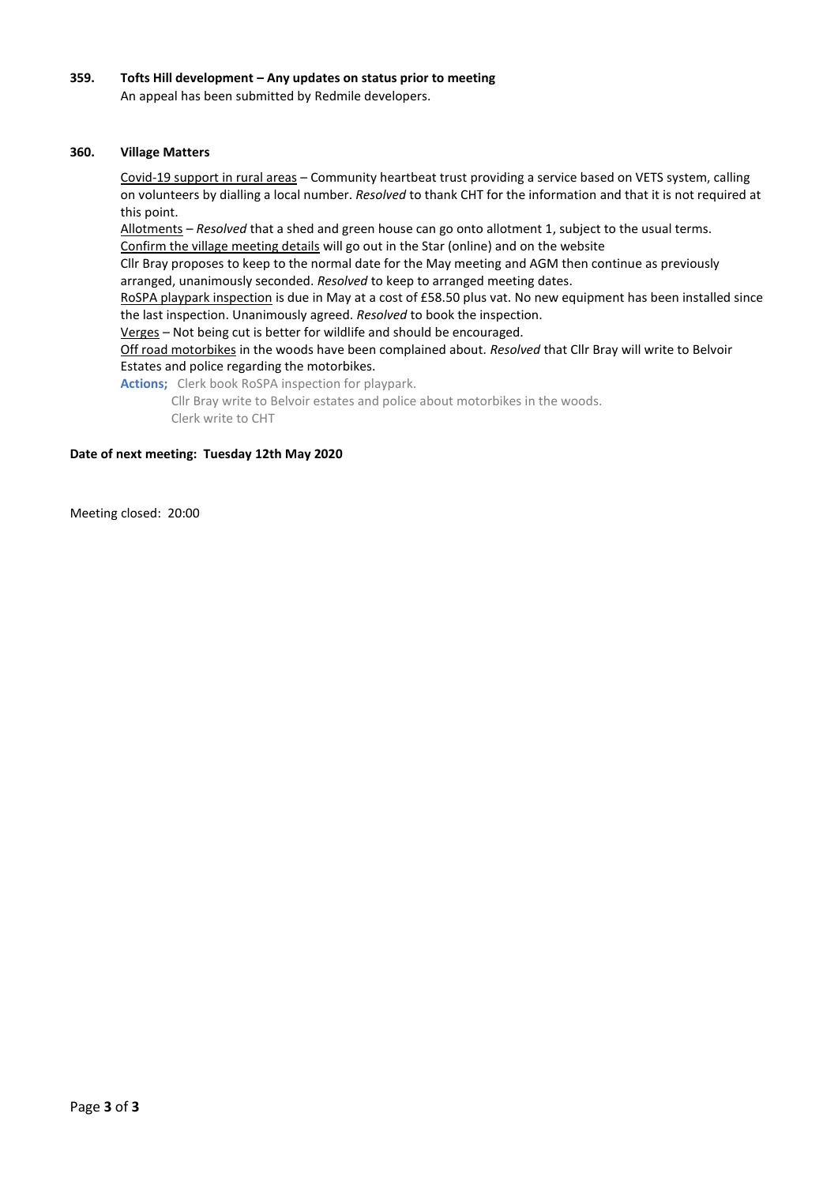**359. Tofts Hill development – Any updates on status prior to meeting**

An appeal has been submitted by Redmile developers.

**360. Village Matters**

Covid-19 support in rural areas – Community heartbeat trust providing a service based on VETS system, calling on volunteers by dialling a local number. *Resolved* to thank CHT for the information and that it is not required at this point.

Allotments – *Resolved* that a shed and green house can go onto allotment 1, subject to the usual terms.

Confirm the village meeting details will go out in the Star (online) and on the website

Cllr Bray proposes to keep to the normal date for the May meeting and AGM then continue as previously arranged, unanimously seconded. *Resolved* to keep to arranged meeting dates.

RoSPA playpark inspection is due in May at a cost of £58.50 plus vat. No new equipment has been installed since the last inspection. Unanimously agreed. *Resolved* to book the inspection.

Verges – Not being cut is better for wildlife and should be encouraged.

Off road motorbikes in the woods have been complained about. *Resolved* that Cllr Bray will write to Belvoir Estates and police regarding the motorbikes.

**Actions;** Clerk book RoSPA inspection for playpark.

Cllr Bray write to Belvoir estates and police about motorbikes in the woods.

Clerk write to CHT

**Date of next meeting: Tuesday 12th May 2020**

Meeting closed: 20:00